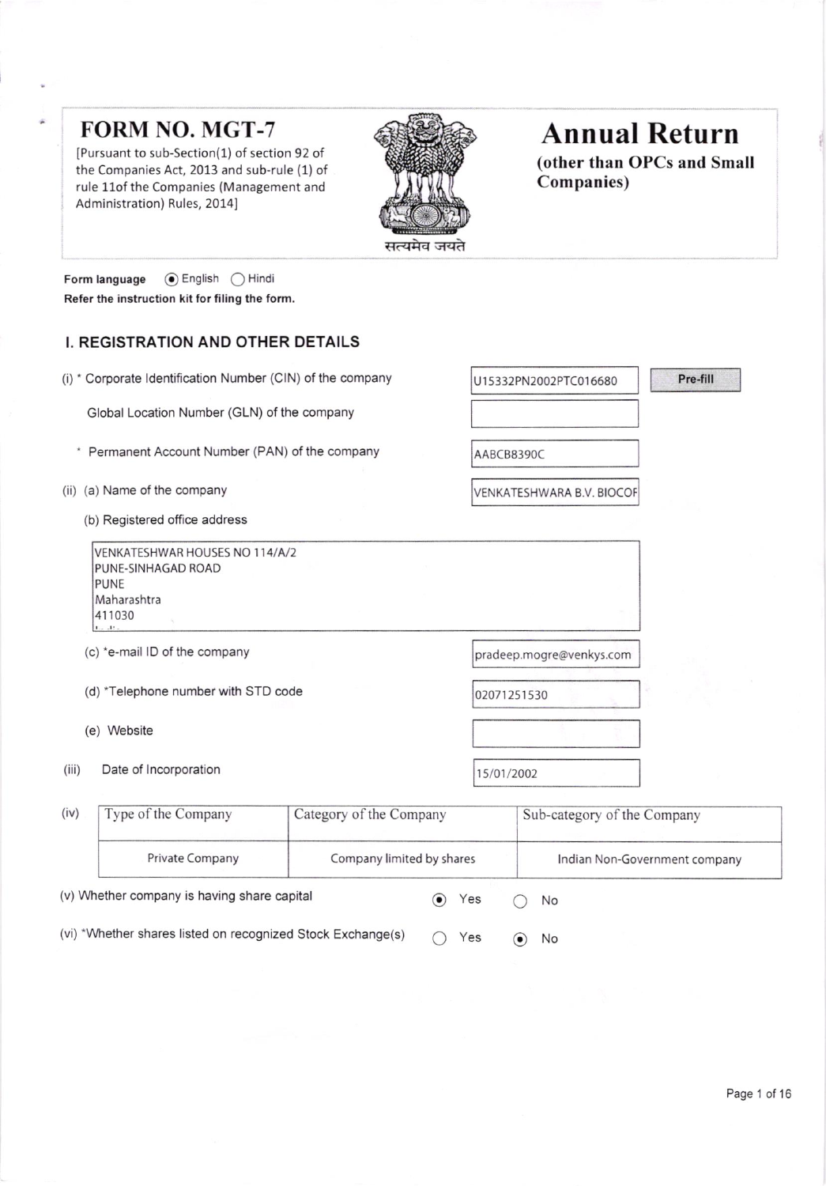# FORM NO. MGT-7

[Pursuant to sub-Section(1) of section 92 of the Companies Act, 2013 and sub-rule (1) of rule 11of the Companies (Management and Administration) Rules, 2014]

सत्यमेव जयते

# Annual Return

**(other than OPCs and Small Companies)**

Form language (●) English ( ) Hindi

**Refer the instruction kit for filing the form.**

## I. REGISTRATION AND OTHER DETAILS

(i) * Corporate Identification Number (CIN) of the company: U15332PN2002PTC016680 [Pre-fill]

Global Location Number (GLN) of the company:

* Permanent Account Number (PAN) of the company: AABCB8390C

(ii) (a) Name of the company: VENKATESHWARA B.V. BIOCOF

(b) Registered office address

VENKATESHWAR HOUSES NO 114/A/2
PUNE-SINHAGAD ROAD
PUNE
Maharashtra
411030

(c) *e-mail ID of the company: pradeep.mogre@venkys.com

(d) *Telephone number with STD code: 02071251530

(e) Website:

(iii) Date of Incorporation: 15/01/2002

(iv)

| Type of the Company | Category of the Company | Sub-category of the Company |
|---|---|---|
| Private Company | Company limited by shares | Indian Non-Government company |

(v) Whether company is having share capital (●) Yes ( ) No

(vi) *Whether shares listed on recognized Stock Exchange(s) ( ) Yes (●) No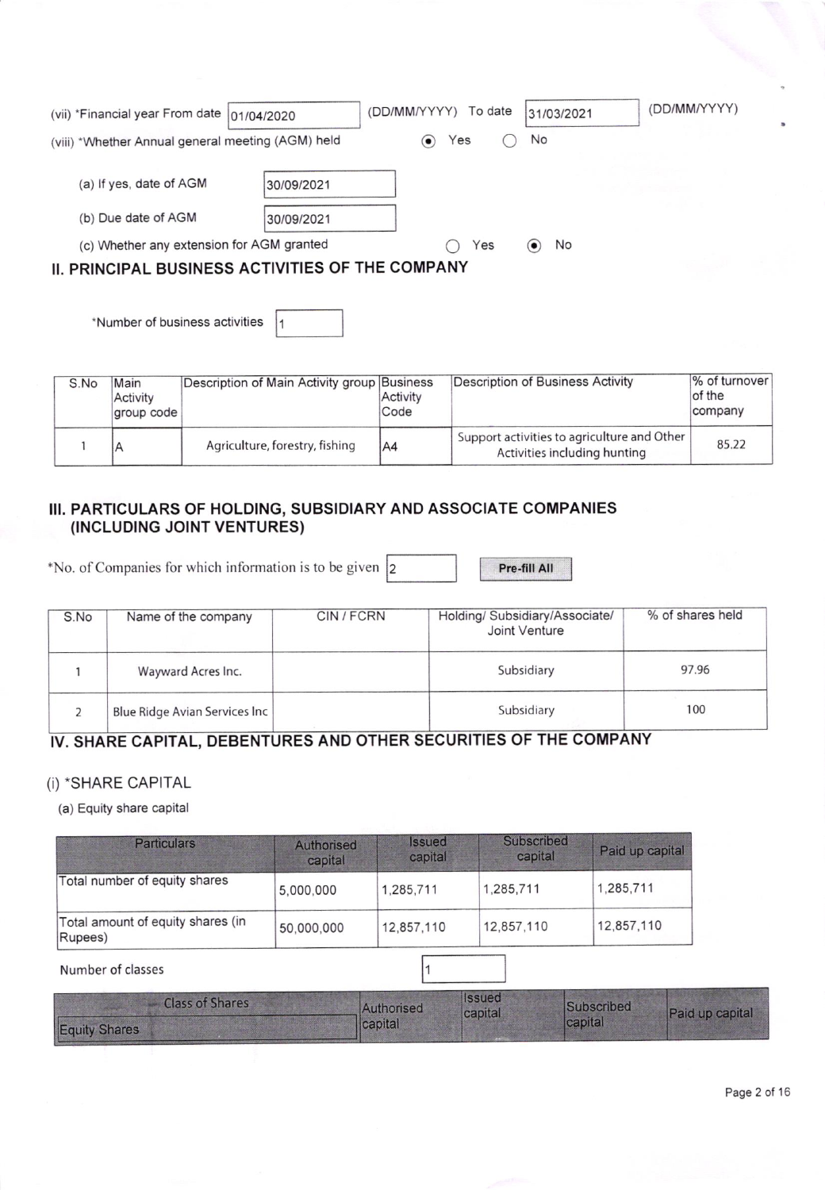(vii) *Financial year From date 01/04/2020 (DD/MM/YYYY) To date 31/03/2021 (DD/MM/YYYY)

(viii) *Whether Annual general meeting (AGM) held ◉ Yes ○ No

(a) If yes, date of AGM 30/09/2021

(b) Due date of AGM 30/09/2021

(c) Whether any extension for AGM granted ○ Yes ◉ No

## II. PRINCIPAL BUSINESS ACTIVITIES OF THE COMPANY

*Number of business activities 1

| S.No | Main Activity group code | Description of Main Activity group | Business Activity Code | Description of Business Activity | % of turnover of the company |
|---|---|---|---|---|---|
| 1 | A | Agriculture, forestry, fishing | A4 | Support activities to agriculture and Other Activities including hunting | 85.22 |

## III. PARTICULARS OF HOLDING, SUBSIDIARY AND ASSOCIATE COMPANIES (INCLUDING JOINT VENTURES)

*No. of Companies for which information is to be given 2

Pre-fill All

| S.No | Name of the company | CIN / FCRN | Holding/ Subsidiary/Associate/ Joint Venture | % of shares held |
|---|---|---|---|---|
| 1 | Wayward Acres Inc. | | Subsidiary | 97.96 |
| 2 | Blue Ridge Avian Services Inc | | Subsidiary | 100 |

## IV. SHARE CAPITAL, DEBENTURES AND OTHER SECURITIES OF THE COMPANY

### (i) *SHARE CAPITAL

(a) Equity share capital

| Particulars | Authorised capital | Issued capital | Subscribed capital | Paid up capital |
|---|---|---|---|---|
| Total number of equity shares | 5,000,000 | 1,285,711 | 1,285,711 | 1,285,711 |
| Total amount of equity shares (in Rupees) | 50,000,000 | 12,857,110 | 12,857,110 | 12,857,110 |

Number of classes 1

| Class of Shares | Authorised capital | Issued capital | Subscribed capital | Paid up capital |
|---|---|---|---|---|
| Equity Shares | | | | |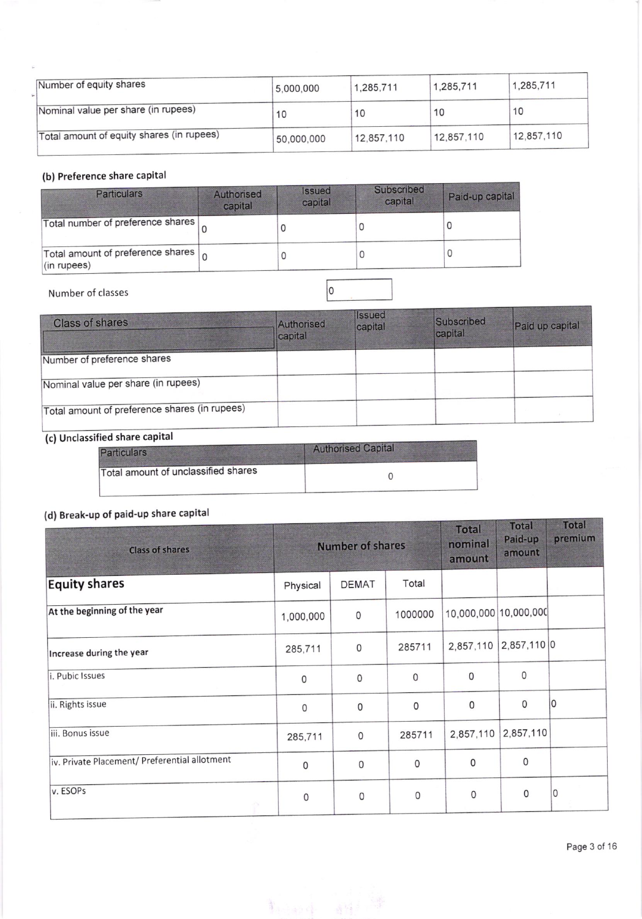| | | | | |
|---|---|---|---|---|
| Number of equity shares | 5,000,000 | 1,285,711 | 1,285,711 | 1,285,711 |
| Nominal value per share (in rupees) | 10 | 10 | 10 | 10 |
| Total amount of equity shares (in rupees) | 50,000,000 | 12,857,110 | 12,857,110 | 12,857,110 |

### (b) Preference share capital

| Particulars | Authorised capital | Issued capital | Subscribed capital | Paid-up capital |
|---|---|---|---|---|
| Total number of preference shares | 0 | 0 | 0 | 0 |
| Total amount of preference shares (in rupees) | 0 | 0 | 0 | 0 |

Number of classes: 0

| Class of shares | Authorised capital | Issued capital | Subscribed capital | Paid up capital |
|---|---|---|---|---|
| Number of preference shares | | | | |
| Nominal value per share (in rupees) | | | | |
| Total amount of preference shares (in rupees) | | | | |

### (c) Unclassified share capital

| Particulars | Authorised Capital |
|---|---|
| Total amount of unclassified shares | 0 |

### (d) Break-up of paid-up share capital

| Class of shares | Number of shares | | | Total nominal amount | Total Paid-up amount | Total premium |
|---|---|---|---|---|---|---|
| **Equity shares** | Physical | DEMAT | Total | | | |
| At the beginning of the year | 1,000,000 | 0 | 1000000 | 10,000,000 | 10,000,000 | |
| Increase during the year | 285,711 | 0 | 285711 | 2,857,110 | 2,857,110 | 0 |
| i. Pubic Issues | 0 | 0 | 0 | 0 | 0 | |
| ii. Rights issue | 0 | 0 | 0 | 0 | 0 | 0 |
| iii. Bonus issue | 285,711 | 0 | 285711 | 2,857,110 | 2,857,110 | |
| iv. Private Placement/ Preferential allotment | 0 | 0 | 0 | 0 | 0 | |
| v. ESOPs | 0 | 0 | 0 | 0 | 0 | 0 |